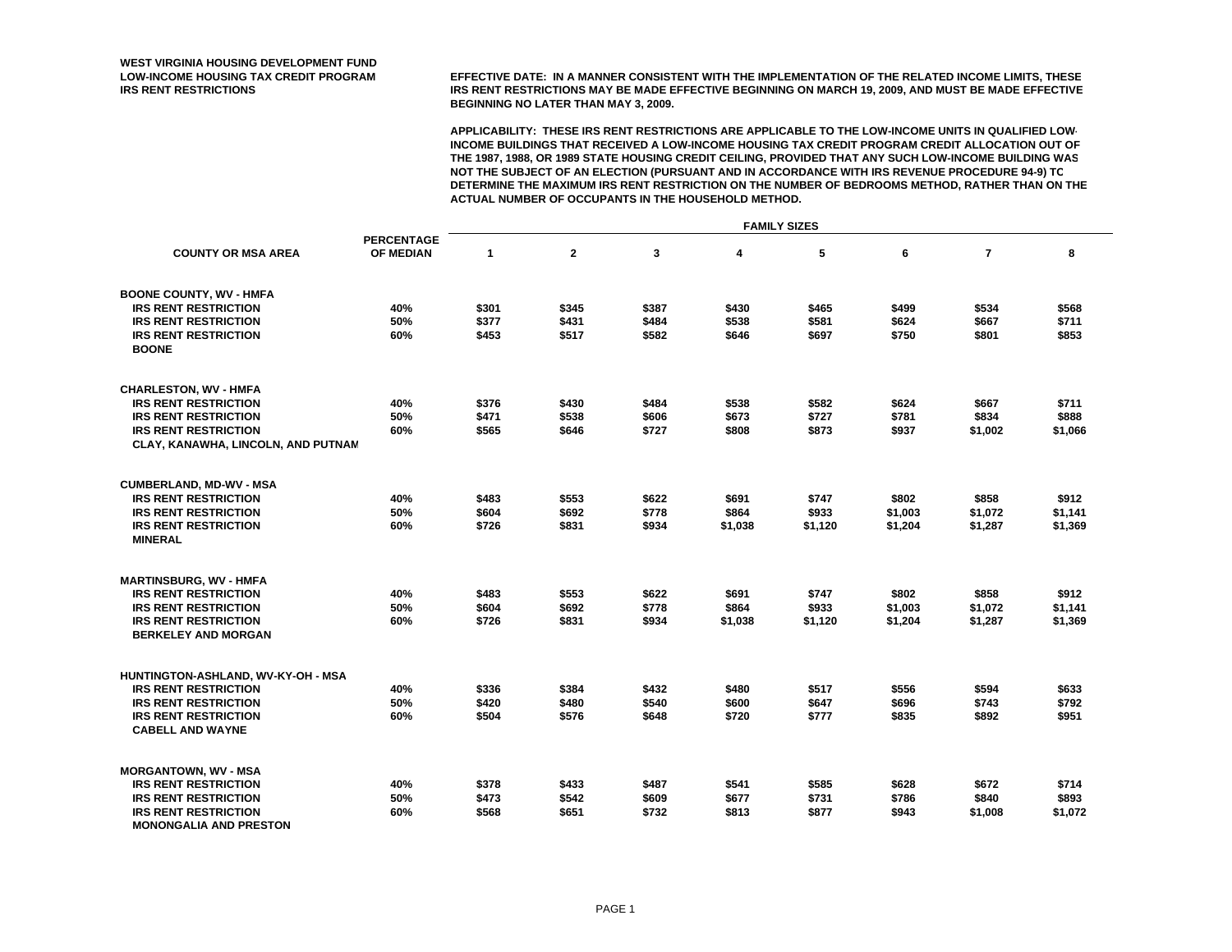**WEST VIRGINIA HOUSING DEVELOPMENT FUND**
**LOW-INCOME HOUSING TAX CREDIT PROGRAM**
**IRS RENT RESTRICTIONS**

**EFFECTIVE DATE: IN A MANNER CONSISTENT WITH THE IMPLEMENTATION OF THE RELATED INCOME LIMITS, THESE IRS RENT RESTRICTIONS MAY BE MADE EFFECTIVE BEGINNING ON MARCH 19, 2009, AND MUST BE MADE EFFECTIVE BEGINNING NO LATER THAN MAY 3, 2009.**

**APPLICABILITY: THESE IRS RENT RESTRICTIONS ARE APPLICABLE TO THE LOW-INCOME UNITS IN QUALIFIED LOW-INCOME BUILDINGS THAT RECEIVED A LOW-INCOME HOUSING TAX CREDIT PROGRAM CREDIT ALLOCATION OUT OF THE 1987, 1988, OR 1989 STATE HOUSING CREDIT CEILING, PROVIDED THAT ANY SUCH LOW-INCOME BUILDING WAS NOT THE SUBJECT OF AN ELECTION (PURSUANT AND IN ACCORDANCE WITH IRS REVENUE PROCEDURE 94-9) TO DETERMINE THE MAXIMUM IRS RENT RESTRICTION ON THE NUMBER OF BEDROOMS METHOD, RATHER THAN ON THE ACTUAL NUMBER OF OCCUPANTS IN THE HOUSEHOLD METHOD.**

| | | FAMILY SIZES | | | | | | | |
|---|---|---|---|---|---|---|---|---|---|
| **COUNTY OR MSA AREA** | **PERCENTAGE OF MEDIAN** | **1** | **2** | **3** | **4** | **5** | **6** | **7** | **8** |
| **BOONE COUNTY, WV - HMFA** | | | | | | | | | |
| IRS RENT RESTRICTION | 40% | $301 | $345 | $387 | $430 | $465 | $499 | $534 | $568 |
| IRS RENT RESTRICTION | 50% | $377 | $431 | $484 | $538 | $581 | $624 | $667 | $711 |
| IRS RENT RESTRICTION | 60% | $453 | $517 | $582 | $646 | $697 | $750 | $801 | $853 |
| BOONE | | | | | | | | | |
| **CHARLESTON, WV - HMFA** | | | | | | | | | |
| IRS RENT RESTRICTION | 40% | $376 | $430 | $484 | $538 | $582 | $624 | $667 | $711 |
| IRS RENT RESTRICTION | 50% | $471 | $538 | $606 | $673 | $727 | $781 | $834 | $888 |
| IRS RENT RESTRICTION | 60% | $565 | $646 | $727 | $808 | $873 | $937 | $1,002 | $1,066 |
| CLAY, KANAWHA, LINCOLN, AND PUTNAM | | | | | | | | | |
| **CUMBERLAND, MD-WV - MSA** | | | | | | | | | |
| IRS RENT RESTRICTION | 40% | $483 | $553 | $622 | $691 | $747 | $802 | $858 | $912 |
| IRS RENT RESTRICTION | 50% | $604 | $692 | $778 | $864 | $933 | $1,003 | $1,072 | $1,141 |
| IRS RENT RESTRICTION | 60% | $726 | $831 | $934 | $1,038 | $1,120 | $1,204 | $1,287 | $1,369 |
| MINERAL | | | | | | | | | |
| **MARTINSBURG, WV - HMFA** | | | | | | | | | |
| IRS RENT RESTRICTION | 40% | $483 | $553 | $622 | $691 | $747 | $802 | $858 | $912 |
| IRS RENT RESTRICTION | 50% | $604 | $692 | $778 | $864 | $933 | $1,003 | $1,072 | $1,141 |
| IRS RENT RESTRICTION | 60% | $726 | $831 | $934 | $1,038 | $1,120 | $1,204 | $1,287 | $1,369 |
| BERKELEY AND MORGAN | | | | | | | | | |
| **HUNTINGTON-ASHLAND, WV-KY-OH - MSA** | | | | | | | | | |
| IRS RENT RESTRICTION | 40% | $336 | $384 | $432 | $480 | $517 | $556 | $594 | $633 |
| IRS RENT RESTRICTION | 50% | $420 | $480 | $540 | $600 | $647 | $696 | $743 | $792 |
| IRS RENT RESTRICTION | 60% | $504 | $576 | $648 | $720 | $777 | $835 | $892 | $951 |
| CABELL AND WAYNE | | | | | | | | | |
| **MORGANTOWN, WV - MSA** | | | | | | | | | |
| IRS RENT RESTRICTION | 40% | $378 | $433 | $487 | $541 | $585 | $628 | $672 | $714 |
| IRS RENT RESTRICTION | 50% | $473 | $542 | $609 | $677 | $731 | $786 | $840 | $893 |
| IRS RENT RESTRICTION | 60% | $568 | $651 | $732 | $813 | $877 | $943 | $1,008 | $1,072 |
| MONONGALIA AND PRESTON | | | | | | | | | |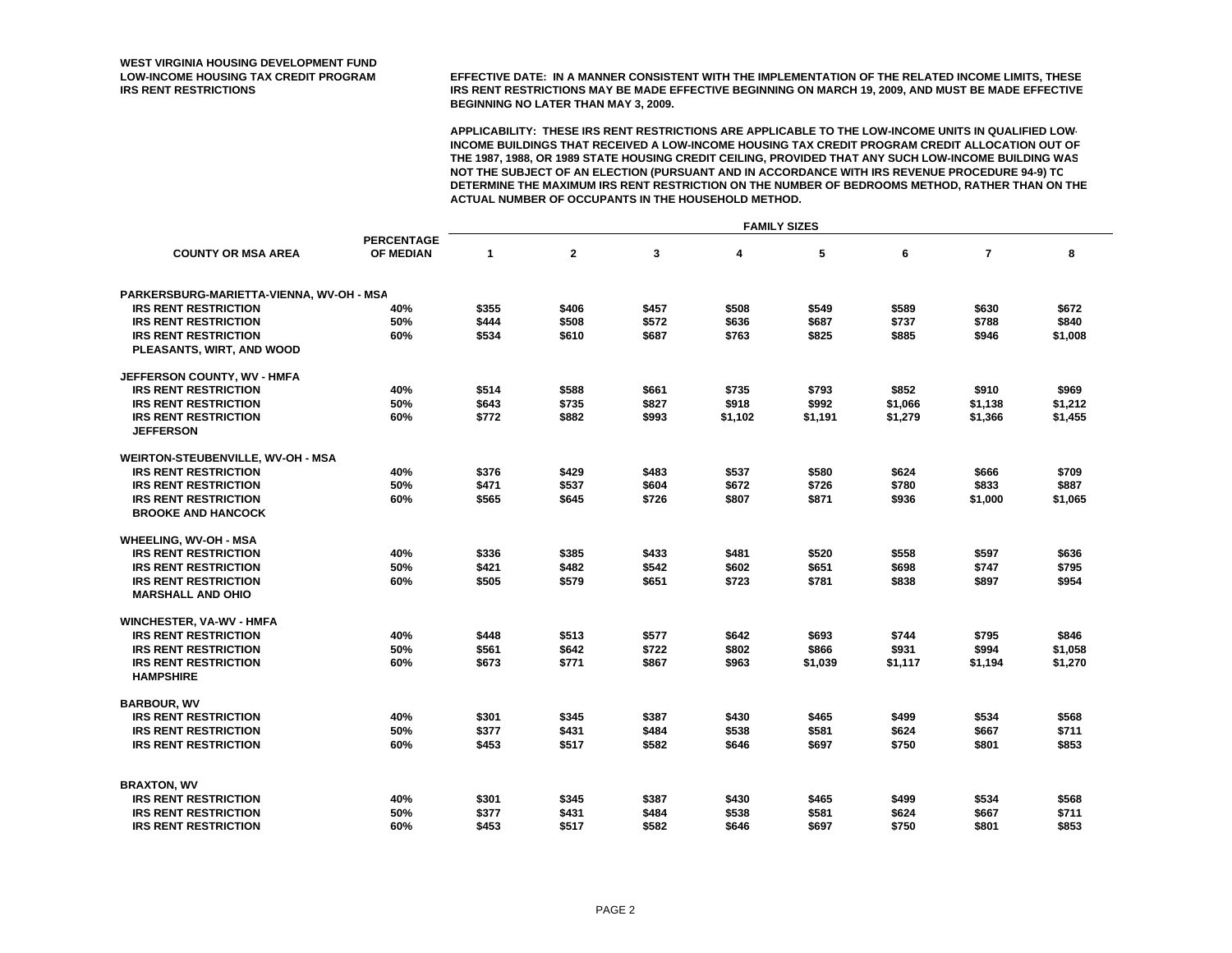WEST VIRGINIA HOUSING DEVELOPMENT FUND
LOW-INCOME HOUSING TAX CREDIT PROGRAM
IRS RENT RESTRICTIONS

EFFECTIVE DATE: IN A MANNER CONSISTENT WITH THE IMPLEMENTATION OF THE RELATED INCOME LIMITS, THESE IRS RENT RESTRICTIONS MAY BE MADE EFFECTIVE BEGINNING ON MARCH 19, 2009, AND MUST BE MADE EFFECTIVE BEGINNING NO LATER THAN MAY 3, 2009.

APPLICABILITY: THESE IRS RENT RESTRICTIONS ARE APPLICABLE TO THE LOW-INCOME UNITS IN QUALIFIED LOW-INCOME BUILDINGS THAT RECEIVED A LOW-INCOME HOUSING TAX CREDIT PROGRAM CREDIT ALLOCATION OUT OF THE 1987, 1988, OR 1989 STATE HOUSING CREDIT CEILING, PROVIDED THAT ANY SUCH LOW-INCOME BUILDING WAS NOT THE SUBJECT OF AN ELECTION (PURSUANT AND IN ACCORDANCE WITH IRS REVENUE PROCEDURE 94-9) TO DETERMINE THE MAXIMUM IRS RENT RESTRICTION ON THE NUMBER OF BEDROOMS METHOD, RATHER THAN ON THE ACTUAL NUMBER OF OCCUPANTS IN THE HOUSEHOLD METHOD.

| COUNTY OR MSA AREA | PERCENTAGE OF MEDIAN | FAMILY SIZES 1 | 2 | 3 | 4 | 5 | 6 | 7 | 8 |
|---|---|---|---|---|---|---|---|---|---|
| **PARKERSBURG-MARIETTA-VIENNA, WV-OH - MSA** | | | | | | | | | |
| IRS RENT RESTRICTION | 40% | $355 | $406 | $457 | $508 | $549 | $589 | $630 | $672 |
| IRS RENT RESTRICTION | 50% | $444 | $508 | $572 | $636 | $687 | $737 | $788 | $840 |
| IRS RENT RESTRICTION | 60% | $534 | $610 | $687 | $763 | $825 | $885 | $946 | $1,008 |
| PLEASANTS, WIRT, AND WOOD | | | | | | | | | |
| **JEFFERSON COUNTY, WV - HMFA** | | | | | | | | | |
| IRS RENT RESTRICTION | 40% | $514 | $588 | $661 | $735 | $793 | $852 | $910 | $969 |
| IRS RENT RESTRICTION | 50% | $643 | $735 | $827 | $918 | $992 | $1,066 | $1,138 | $1,212 |
| IRS RENT RESTRICTION | 60% | $772 | $882 | $993 | $1,102 | $1,191 | $1,279 | $1,366 | $1,455 |
| JEFFERSON | | | | | | | | | |
| **WEIRTON-STEUBENVILLE, WV-OH - MSA** | | | | | | | | | |
| IRS RENT RESTRICTION | 40% | $376 | $429 | $483 | $537 | $580 | $624 | $666 | $709 |
| IRS RENT RESTRICTION | 50% | $471 | $537 | $604 | $672 | $726 | $780 | $833 | $887 |
| IRS RENT RESTRICTION | 60% | $565 | $645 | $726 | $807 | $871 | $936 | $1,000 | $1,065 |
| BROOKE AND HANCOCK | | | | | | | | | |
| **WHEELING, WV-OH - MSA** | | | | | | | | | |
| IRS RENT RESTRICTION | 40% | $336 | $385 | $433 | $481 | $520 | $558 | $597 | $636 |
| IRS RENT RESTRICTION | 50% | $421 | $482 | $542 | $602 | $651 | $698 | $747 | $795 |
| IRS RENT RESTRICTION | 60% | $505 | $579 | $651 | $723 | $781 | $838 | $897 | $954 |
| MARSHALL AND OHIO | | | | | | | | | |
| **WINCHESTER, VA-WV - HMFA** | | | | | | | | | |
| IRS RENT RESTRICTION | 40% | $448 | $513 | $577 | $642 | $693 | $744 | $795 | $846 |
| IRS RENT RESTRICTION | 50% | $561 | $642 | $722 | $802 | $866 | $931 | $994 | $1,058 |
| IRS RENT RESTRICTION | 60% | $673 | $771 | $867 | $963 | $1,039 | $1,117 | $1,194 | $1,270 |
| HAMPSHIRE | | | | | | | | | |
| **BARBOUR, WV** | | | | | | | | | |
| IRS RENT RESTRICTION | 40% | $301 | $345 | $387 | $430 | $465 | $499 | $534 | $568 |
| IRS RENT RESTRICTION | 50% | $377 | $431 | $484 | $538 | $581 | $624 | $667 | $711 |
| IRS RENT RESTRICTION | 60% | $453 | $517 | $582 | $646 | $697 | $750 | $801 | $853 |
| **BRAXTON, WV** | | | | | | | | | |
| IRS RENT RESTRICTION | 40% | $301 | $345 | $387 | $430 | $465 | $499 | $534 | $568 |
| IRS RENT RESTRICTION | 50% | $377 | $431 | $484 | $538 | $581 | $624 | $667 | $711 |
| IRS RENT RESTRICTION | 60% | $453 | $517 | $582 | $646 | $697 | $750 | $801 | $853 |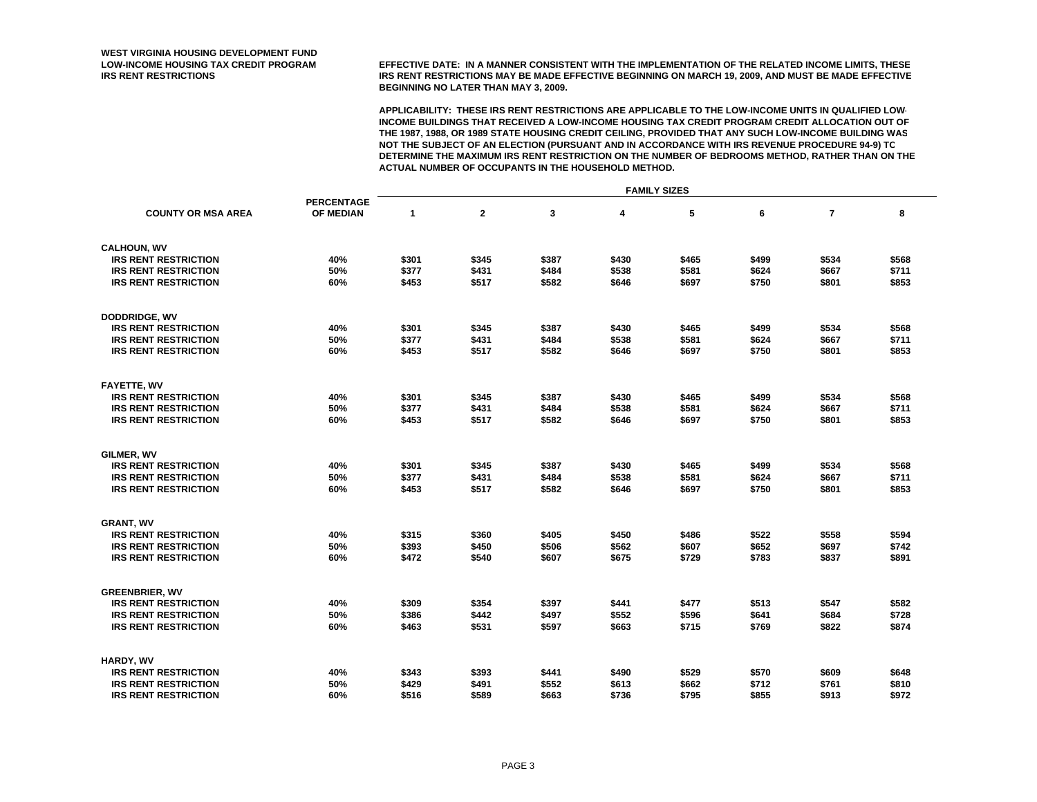WEST VIRGINIA HOUSING DEVELOPMENT FUND
LOW-INCOME HOUSING TAX CREDIT PROGRAM
IRS RENT RESTRICTIONS

**EFFECTIVE DATE: IN A MANNER CONSISTENT WITH THE IMPLEMENTATION OF THE RELATED INCOME LIMITS, THESE IRS RENT RESTRICTIONS MAY BE MADE EFFECTIVE BEGINNING ON MARCH 19, 2009, AND MUST BE MADE EFFECTIVE BEGINNING NO LATER THAN MAY 3, 2009.**

**APPLICABILITY: THESE IRS RENT RESTRICTIONS ARE APPLICABLE TO THE LOW-INCOME UNITS IN QUALIFIED LOW-INCOME BUILDINGS THAT RECEIVED A LOW-INCOME HOUSING TAX CREDIT PROGRAM CREDIT ALLOCATION OUT OF THE 1987, 1988, OR 1989 STATE HOUSING CREDIT CEILING, PROVIDED THAT ANY SUCH LOW-INCOME BUILDING WAS NOT THE SUBJECT OF AN ELECTION (PURSUANT AND IN ACCORDANCE WITH IRS REVENUE PROCEDURE 94-9) TO DETERMINE THE MAXIMUM IRS RENT RESTRICTION ON THE NUMBER OF BEDROOMS METHOD, RATHER THAN ON THE ACTUAL NUMBER OF OCCUPANTS IN THE HOUSEHOLD METHOD.**

| COUNTY OR MSA AREA | PERCENTAGE OF MEDIAN | FAMILY SIZES 1 | 2 | 3 | 4 | 5 | 6 | 7 | 8 |
|---|---|---|---|---|---|---|---|---|---|
| **CALHOUN, WV** | | | | | | | | | |
| IRS RENT RESTRICTION | 40% | $301 | $345 | $387 | $430 | $465 | $499 | $534 | $568 |
| IRS RENT RESTRICTION | 50% | $377 | $431 | $484 | $538 | $581 | $624 | $667 | $711 |
| IRS RENT RESTRICTION | 60% | $453 | $517 | $582 | $646 | $697 | $750 | $801 | $853 |
| **DODDRIDGE, WV** | | | | | | | | | |
| IRS RENT RESTRICTION | 40% | $301 | $345 | $387 | $430 | $465 | $499 | $534 | $568 |
| IRS RENT RESTRICTION | 50% | $377 | $431 | $484 | $538 | $581 | $624 | $667 | $711 |
| IRS RENT RESTRICTION | 60% | $453 | $517 | $582 | $646 | $697 | $750 | $801 | $853 |
| **FAYETTE, WV** | | | | | | | | | |
| IRS RENT RESTRICTION | 40% | $301 | $345 | $387 | $430 | $465 | $499 | $534 | $568 |
| IRS RENT RESTRICTION | 50% | $377 | $431 | $484 | $538 | $581 | $624 | $667 | $711 |
| IRS RENT RESTRICTION | 60% | $453 | $517 | $582 | $646 | $697 | $750 | $801 | $853 |
| **GILMER, WV** | | | | | | | | | |
| IRS RENT RESTRICTION | 40% | $301 | $345 | $387 | $430 | $465 | $499 | $534 | $568 |
| IRS RENT RESTRICTION | 50% | $377 | $431 | $484 | $538 | $581 | $624 | $667 | $711 |
| IRS RENT RESTRICTION | 60% | $453 | $517 | $582 | $646 | $697 | $750 | $801 | $853 |
| **GRANT, WV** | | | | | | | | | |
| IRS RENT RESTRICTION | 40% | $315 | $360 | $405 | $450 | $486 | $522 | $558 | $594 |
| IRS RENT RESTRICTION | 50% | $393 | $450 | $506 | $562 | $607 | $652 | $697 | $742 |
| IRS RENT RESTRICTION | 60% | $472 | $540 | $607 | $675 | $729 | $783 | $837 | $891 |
| **GREENBRIER, WV** | | | | | | | | | |
| IRS RENT RESTRICTION | 40% | $309 | $354 | $397 | $441 | $477 | $513 | $547 | $582 |
| IRS RENT RESTRICTION | 50% | $386 | $442 | $497 | $552 | $596 | $641 | $684 | $728 |
| IRS RENT RESTRICTION | 60% | $463 | $531 | $597 | $663 | $715 | $769 | $822 | $874 |
| **HARDY, WV** | | | | | | | | | |
| IRS RENT RESTRICTION | 40% | $343 | $393 | $441 | $490 | $529 | $570 | $609 | $648 |
| IRS RENT RESTRICTION | 50% | $429 | $491 | $552 | $613 | $662 | $712 | $761 | $810 |
| IRS RENT RESTRICTION | 60% | $516 | $589 | $663 | $736 | $795 | $855 | $913 | $972 |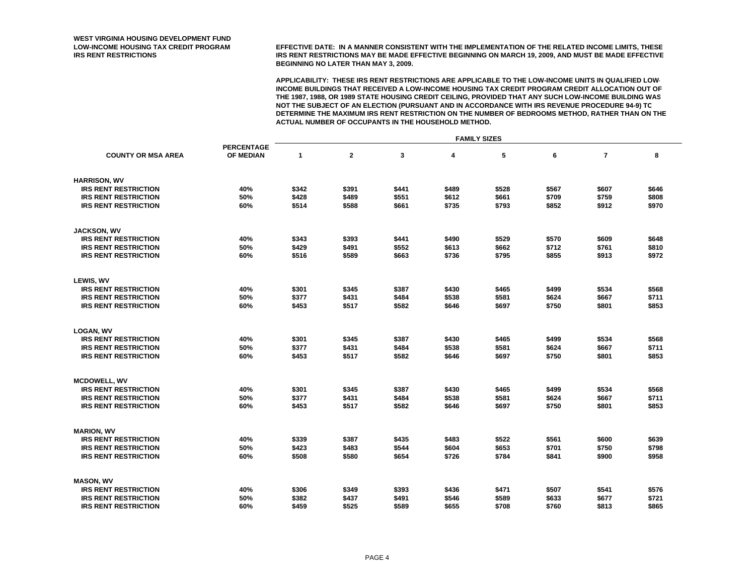**WEST VIRGINIA HOUSING DEVELOPMENT FUND**
**LOW-INCOME HOUSING TAX CREDIT PROGRAM**
**IRS RENT RESTRICTIONS**

**EFFECTIVE DATE: IN A MANNER CONSISTENT WITH THE IMPLEMENTATION OF THE RELATED INCOME LIMITS, THESE IRS RENT RESTRICTIONS MAY BE MADE EFFECTIVE BEGINNING ON MARCH 19, 2009, AND MUST BE MADE EFFECTIVE BEGINNING NO LATER THAN MAY 3, 2009.**

**APPLICABILITY: THESE IRS RENT RESTRICTIONS ARE APPLICABLE TO THE LOW-INCOME UNITS IN QUALIFIED LOW-INCOME BUILDINGS THAT RECEIVED A LOW-INCOME HOUSING TAX CREDIT PROGRAM CREDIT ALLOCATION OUT OF THE 1987, 1988, OR 1989 STATE HOUSING CREDIT CEILING, PROVIDED THAT ANY SUCH LOW-INCOME BUILDING WAS NOT THE SUBJECT OF AN ELECTION (PURSUANT AND IN ACCORDANCE WITH IRS REVENUE PROCEDURE 94-9) TO DETERMINE THE MAXIMUM IRS RENT RESTRICTION ON THE NUMBER OF BEDROOMS METHOD, RATHER THAN ON THE ACTUAL NUMBER OF OCCUPANTS IN THE HOUSEHOLD METHOD.**

| COUNTY OR MSA AREA | PERCENTAGE OF MEDIAN | FAMILY SIZES 1 | 2 | 3 | 4 | 5 | 6 | 7 | 8 |
|---|---|---|---|---|---|---|---|---|---|
| **HARRISON, WV** | | | | | | | | | |
| IRS RENT RESTRICTION | 40% | $342 | $391 | $441 | $489 | $528 | $567 | $607 | $646 |
| IRS RENT RESTRICTION | 50% | $428 | $489 | $551 | $612 | $661 | $709 | $759 | $808 |
| IRS RENT RESTRICTION | 60% | $514 | $588 | $661 | $735 | $793 | $852 | $912 | $970 |
| **JACKSON, WV** | | | | | | | | | |
| IRS RENT RESTRICTION | 40% | $343 | $393 | $441 | $490 | $529 | $570 | $609 | $648 |
| IRS RENT RESTRICTION | 50% | $429 | $491 | $552 | $613 | $662 | $712 | $761 | $810 |
| IRS RENT RESTRICTION | 60% | $516 | $589 | $663 | $736 | $795 | $855 | $913 | $972 |
| **LEWIS, WV** | | | | | | | | | |
| IRS RENT RESTRICTION | 40% | $301 | $345 | $387 | $430 | $465 | $499 | $534 | $568 |
| IRS RENT RESTRICTION | 50% | $377 | $431 | $484 | $538 | $581 | $624 | $667 | $711 |
| IRS RENT RESTRICTION | 60% | $453 | $517 | $582 | $646 | $697 | $750 | $801 | $853 |
| **LOGAN, WV** | | | | | | | | | |
| IRS RENT RESTRICTION | 40% | $301 | $345 | $387 | $430 | $465 | $499 | $534 | $568 |
| IRS RENT RESTRICTION | 50% | $377 | $431 | $484 | $538 | $581 | $624 | $667 | $711 |
| IRS RENT RESTRICTION | 60% | $453 | $517 | $582 | $646 | $697 | $750 | $801 | $853 |
| **MCDOWELL, WV** | | | | | | | | | |
| IRS RENT RESTRICTION | 40% | $301 | $345 | $387 | $430 | $465 | $499 | $534 | $568 |
| IRS RENT RESTRICTION | 50% | $377 | $431 | $484 | $538 | $581 | $624 | $667 | $711 |
| IRS RENT RESTRICTION | 60% | $453 | $517 | $582 | $646 | $697 | $750 | $801 | $853 |
| **MARION, WV** | | | | | | | | | |
| IRS RENT RESTRICTION | 40% | $339 | $387 | $435 | $483 | $522 | $561 | $600 | $639 |
| IRS RENT RESTRICTION | 50% | $423 | $483 | $544 | $604 | $653 | $701 | $750 | $798 |
| IRS RENT RESTRICTION | 60% | $508 | $580 | $654 | $726 | $784 | $841 | $900 | $958 |
| **MASON, WV** | | | | | | | | | |
| IRS RENT RESTRICTION | 40% | $306 | $349 | $393 | $436 | $471 | $507 | $541 | $576 |
| IRS RENT RESTRICTION | 50% | $382 | $437 | $491 | $546 | $589 | $633 | $677 | $721 |
| IRS RENT RESTRICTION | 60% | $459 | $525 | $589 | $655 | $708 | $760 | $813 | $865 |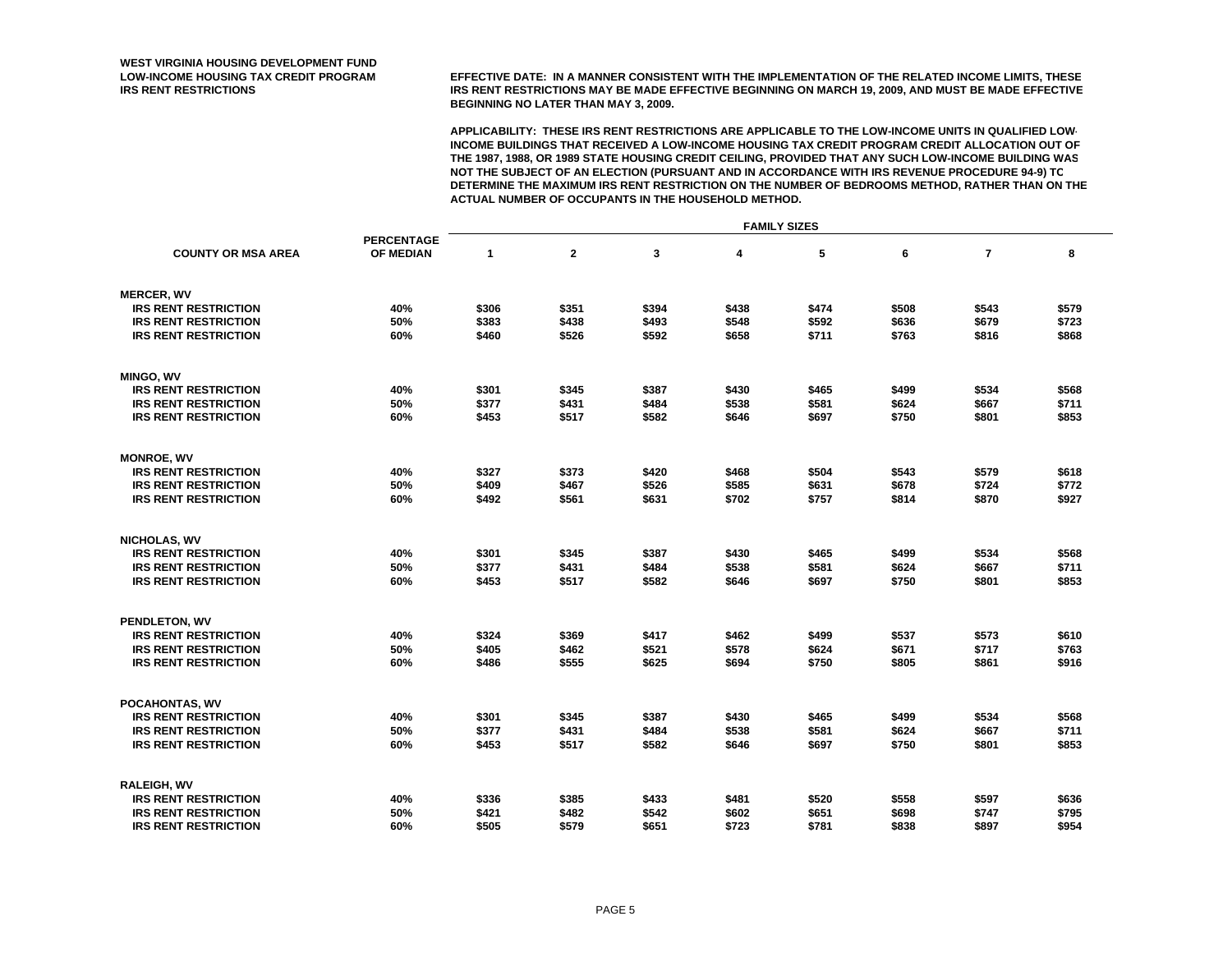**WEST VIRGINIA HOUSING DEVELOPMENT FUND**
**LOW-INCOME HOUSING TAX CREDIT PROGRAM**
**IRS RENT RESTRICTIONS**

**EFFECTIVE DATE: IN A MANNER CONSISTENT WITH THE IMPLEMENTATION OF THE RELATED INCOME LIMITS, THESE IRS RENT RESTRICTIONS MAY BE MADE EFFECTIVE BEGINNING ON MARCH 19, 2009, AND MUST BE MADE EFFECTIVE BEGINNING NO LATER THAN MAY 3, 2009.**

**APPLICABILITY: THESE IRS RENT RESTRICTIONS ARE APPLICABLE TO THE LOW-INCOME UNITS IN QUALIFIED LOW-INCOME BUILDINGS THAT RECEIVED A LOW-INCOME HOUSING TAX CREDIT PROGRAM CREDIT ALLOCATION OUT OF THE 1987, 1988, OR 1989 STATE HOUSING CREDIT CEILING, PROVIDED THAT ANY SUCH LOW-INCOME BUILDING WAS NOT THE SUBJECT OF AN ELECTION (PURSUANT AND IN ACCORDANCE WITH IRS REVENUE PROCEDURE 94-9) TO DETERMINE THE MAXIMUM IRS RENT RESTRICTION ON THE NUMBER OF BEDROOMS METHOD, RATHER THAN ON THE ACTUAL NUMBER OF OCCUPANTS IN THE HOUSEHOLD METHOD.**

| | | FAMILY SIZES | | | | | | | |
|---|---|---|---|---|---|---|---|---|---|
| **COUNTY OR MSA AREA** | **PERCENTAGE OF MEDIAN** | **1** | **2** | **3** | **4** | **5** | **6** | **7** | **8** |
| **MERCER, WV** | | | | | | | | | |
| IRS RENT RESTRICTION | 40% | $306 | $351 | $394 | $438 | $474 | $508 | $543 | $579 |
| IRS RENT RESTRICTION | 50% | $383 | $438 | $493 | $548 | $592 | $636 | $679 | $723 |
| IRS RENT RESTRICTION | 60% | $460 | $526 | $592 | $658 | $711 | $763 | $816 | $868 |
| **MINGO, WV** | | | | | | | | | |
| IRS RENT RESTRICTION | 40% | $301 | $345 | $387 | $430 | $465 | $499 | $534 | $568 |
| IRS RENT RESTRICTION | 50% | $377 | $431 | $484 | $538 | $581 | $624 | $667 | $711 |
| IRS RENT RESTRICTION | 60% | $453 | $517 | $582 | $646 | $697 | $750 | $801 | $853 |
| **MONROE, WV** | | | | | | | | | |
| IRS RENT RESTRICTION | 40% | $327 | $373 | $420 | $468 | $504 | $543 | $579 | $618 |
| IRS RENT RESTRICTION | 50% | $409 | $467 | $526 | $585 | $631 | $678 | $724 | $772 |
| IRS RENT RESTRICTION | 60% | $492 | $561 | $631 | $702 | $757 | $814 | $870 | $927 |
| **NICHOLAS, WV** | | | | | | | | | |
| IRS RENT RESTRICTION | 40% | $301 | $345 | $387 | $430 | $465 | $499 | $534 | $568 |
| IRS RENT RESTRICTION | 50% | $377 | $431 | $484 | $538 | $581 | $624 | $667 | $711 |
| IRS RENT RESTRICTION | 60% | $453 | $517 | $582 | $646 | $697 | $750 | $801 | $853 |
| **PENDLETON, WV** | | | | | | | | | |
| IRS RENT RESTRICTION | 40% | $324 | $369 | $417 | $462 | $499 | $537 | $573 | $610 |
| IRS RENT RESTRICTION | 50% | $405 | $462 | $521 | $578 | $624 | $671 | $717 | $763 |
| IRS RENT RESTRICTION | 60% | $486 | $555 | $625 | $694 | $750 | $805 | $861 | $916 |
| **POCAHONTAS, WV** | | | | | | | | | |
| IRS RENT RESTRICTION | 40% | $301 | $345 | $387 | $430 | $465 | $499 | $534 | $568 |
| IRS RENT RESTRICTION | 50% | $377 | $431 | $484 | $538 | $581 | $624 | $667 | $711 |
| IRS RENT RESTRICTION | 60% | $453 | $517 | $582 | $646 | $697 | $750 | $801 | $853 |
| **RALEIGH, WV** | | | | | | | | | |
| IRS RENT RESTRICTION | 40% | $336 | $385 | $433 | $481 | $520 | $558 | $597 | $636 |
| IRS RENT RESTRICTION | 50% | $421 | $482 | $542 | $602 | $651 | $698 | $747 | $795 |
| IRS RENT RESTRICTION | 60% | $505 | $579 | $651 | $723 | $781 | $838 | $897 | $954 |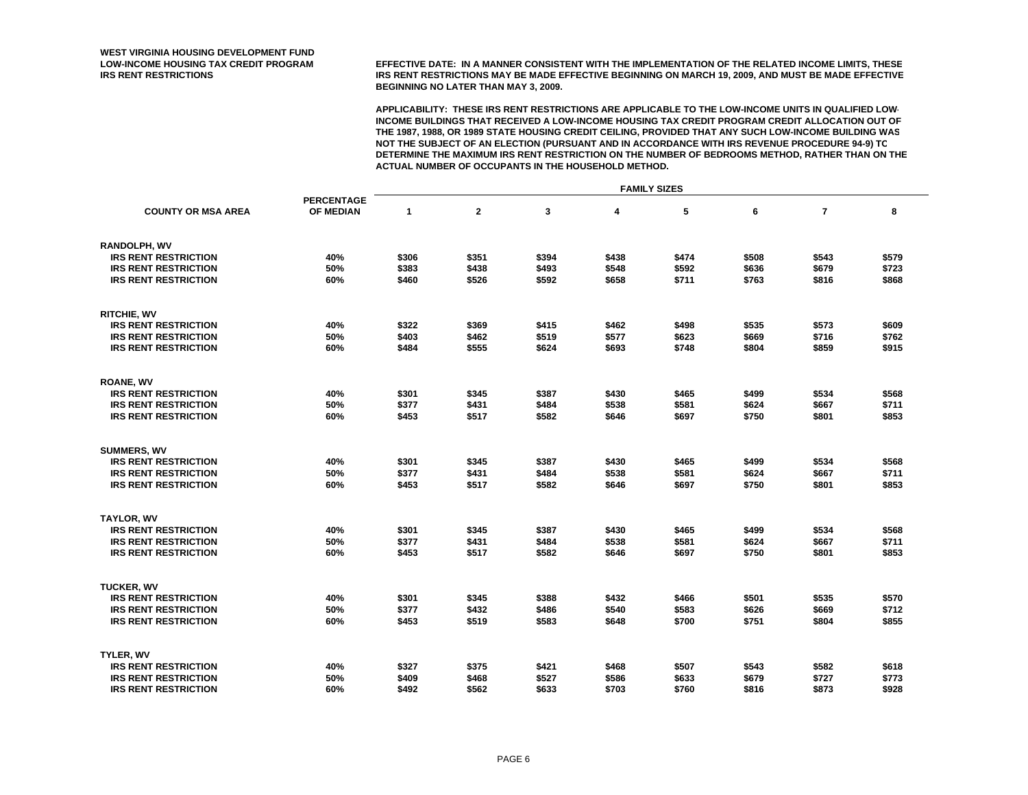**WEST VIRGINIA HOUSING DEVELOPMENT FUND**
**LOW-INCOME HOUSING TAX CREDIT PROGRAM**
**IRS RENT RESTRICTIONS**

**EFFECTIVE DATE: IN A MANNER CONSISTENT WITH THE IMPLEMENTATION OF THE RELATED INCOME LIMITS, THESE IRS RENT RESTRICTIONS MAY BE MADE EFFECTIVE BEGINNING ON MARCH 19, 2009, AND MUST BE MADE EFFECTIVE BEGINNING NO LATER THAN MAY 3, 2009.**

**APPLICABILITY: THESE IRS RENT RESTRICTIONS ARE APPLICABLE TO THE LOW-INCOME UNITS IN QUALIFIED LOW-INCOME BUILDINGS THAT RECEIVED A LOW-INCOME HOUSING TAX CREDIT PROGRAM CREDIT ALLOCATION OUT OF THE 1987, 1988, OR 1989 STATE HOUSING CREDIT CEILING, PROVIDED THAT ANY SUCH LOW-INCOME BUILDING WAS NOT THE SUBJECT OF AN ELECTION (PURSUANT AND IN ACCORDANCE WITH IRS REVENUE PROCEDURE 94-9) TO DETERMINE THE MAXIMUM IRS RENT RESTRICTION ON THE NUMBER OF BEDROOMS METHOD, RATHER THAN ON THE ACTUAL NUMBER OF OCCUPANTS IN THE HOUSEHOLD METHOD.**

| COUNTY OR MSA AREA | PERCENTAGE OF MEDIAN | FAMILY SIZES | | | | | | | |
|---|---|---|---|---|---|---|---|---|---|
| | | 1 | 2 | 3 | 4 | 5 | 6 | 7 | 8 |
| **RANDOLPH, WV** | | | | | | | | | |
| IRS RENT RESTRICTION | 40% | $306 | $351 | $394 | $438 | $474 | $508 | $543 | $579 |
| IRS RENT RESTRICTION | 50% | $383 | $438 | $493 | $548 | $592 | $636 | $679 | $723 |
| IRS RENT RESTRICTION | 60% | $460 | $526 | $592 | $658 | $711 | $763 | $816 | $868 |
| **RITCHIE, WV** | | | | | | | | | |
| IRS RENT RESTRICTION | 40% | $322 | $369 | $415 | $462 | $498 | $535 | $573 | $609 |
| IRS RENT RESTRICTION | 50% | $403 | $462 | $519 | $577 | $623 | $669 | $716 | $762 |
| IRS RENT RESTRICTION | 60% | $484 | $555 | $624 | $693 | $748 | $804 | $859 | $915 |
| **ROANE, WV** | | | | | | | | | |
| IRS RENT RESTRICTION | 40% | $301 | $345 | $387 | $430 | $465 | $499 | $534 | $568 |
| IRS RENT RESTRICTION | 50% | $377 | $431 | $484 | $538 | $581 | $624 | $667 | $711 |
| IRS RENT RESTRICTION | 60% | $453 | $517 | $582 | $646 | $697 | $750 | $801 | $853 |
| **SUMMERS, WV** | | | | | | | | | |
| IRS RENT RESTRICTION | 40% | $301 | $345 | $387 | $430 | $465 | $499 | $534 | $568 |
| IRS RENT RESTRICTION | 50% | $377 | $431 | $484 | $538 | $581 | $624 | $667 | $711 |
| IRS RENT RESTRICTION | 60% | $453 | $517 | $582 | $646 | $697 | $750 | $801 | $853 |
| **TAYLOR, WV** | | | | | | | | | |
| IRS RENT RESTRICTION | 40% | $301 | $345 | $387 | $430 | $465 | $499 | $534 | $568 |
| IRS RENT RESTRICTION | 50% | $377 | $431 | $484 | $538 | $581 | $624 | $667 | $711 |
| IRS RENT RESTRICTION | 60% | $453 | $517 | $582 | $646 | $697 | $750 | $801 | $853 |
| **TUCKER, WV** | | | | | | | | | |
| IRS RENT RESTRICTION | 40% | $301 | $345 | $388 | $432 | $466 | $501 | $535 | $570 |
| IRS RENT RESTRICTION | 50% | $377 | $432 | $486 | $540 | $583 | $626 | $669 | $712 |
| IRS RENT RESTRICTION | 60% | $453 | $519 | $583 | $648 | $700 | $751 | $804 | $855 |
| **TYLER, WV** | | | | | | | | | |
| IRS RENT RESTRICTION | 40% | $327 | $375 | $421 | $468 | $507 | $543 | $582 | $618 |
| IRS RENT RESTRICTION | 50% | $409 | $468 | $527 | $586 | $633 | $679 | $727 | $773 |
| IRS RENT RESTRICTION | 60% | $492 | $562 | $633 | $703 | $760 | $816 | $873 | $928 |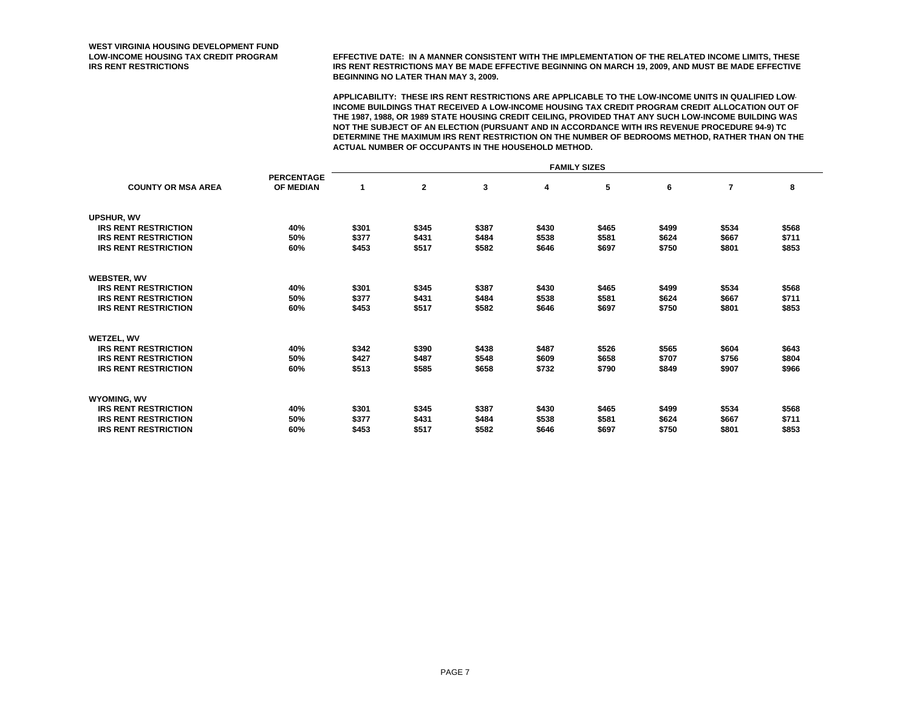**WEST VIRGINIA HOUSING DEVELOPMENT FUND**
**LOW-INCOME HOUSING TAX CREDIT PROGRAM**
**IRS RENT RESTRICTIONS**

**EFFECTIVE DATE: IN A MANNER CONSISTENT WITH THE IMPLEMENTATION OF THE RELATED INCOME LIMITS, THESE IRS RENT RESTRICTIONS MAY BE MADE EFFECTIVE BEGINNING ON MARCH 19, 2009, AND MUST BE MADE EFFECTIVE BEGINNING NO LATER THAN MAY 3, 2009.**

**APPLICABILITY: THESE IRS RENT RESTRICTIONS ARE APPLICABLE TO THE LOW-INCOME UNITS IN QUALIFIED LOW-INCOME BUILDINGS THAT RECEIVED A LOW-INCOME HOUSING TAX CREDIT PROGRAM CREDIT ALLOCATION OUT OF THE 1987, 1988, OR 1989 STATE HOUSING CREDIT CEILING, PROVIDED THAT ANY SUCH LOW-INCOME BUILDING WAS NOT THE SUBJECT OF AN ELECTION (PURSUANT AND IN ACCORDANCE WITH IRS REVENUE PROCEDURE 94-9) TO DETERMINE THE MAXIMUM IRS RENT RESTRICTION ON THE NUMBER OF BEDROOMS METHOD, RATHER THAN ON THE ACTUAL NUMBER OF OCCUPANTS IN THE HOUSEHOLD METHOD.**

| | | FAMILY SIZES | | | | | | | |
|---|---|---|---|---|---|---|---|---|---|
| **COUNTY OR MSA AREA** | **PERCENTAGE OF MEDIAN** | **1** | **2** | **3** | **4** | **5** | **6** | **7** | **8** |
| **UPSHUR, WV** | | | | | | | | | |
| IRS RENT RESTRICTION | 40% | $301 | $345 | $387 | $430 | $465 | $499 | $534 | $568 |
| IRS RENT RESTRICTION | 50% | $377 | $431 | $484 | $538 | $581 | $624 | $667 | $711 |
| IRS RENT RESTRICTION | 60% | $453 | $517 | $582 | $646 | $697 | $750 | $801 | $853 |
| **WEBSTER, WV** | | | | | | | | | |
| IRS RENT RESTRICTION | 40% | $301 | $345 | $387 | $430 | $465 | $499 | $534 | $568 |
| IRS RENT RESTRICTION | 50% | $377 | $431 | $484 | $538 | $581 | $624 | $667 | $711 |
| IRS RENT RESTRICTION | 60% | $453 | $517 | $582 | $646 | $697 | $750 | $801 | $853 |
| **WETZEL, WV** | | | | | | | | | |
| IRS RENT RESTRICTION | 40% | $342 | $390 | $438 | $487 | $526 | $565 | $604 | $643 |
| IRS RENT RESTRICTION | 50% | $427 | $487 | $548 | $609 | $658 | $707 | $756 | $804 |
| IRS RENT RESTRICTION | 60% | $513 | $585 | $658 | $732 | $790 | $849 | $907 | $966 |
| **WYOMING, WV** | | | | | | | | | |
| IRS RENT RESTRICTION | 40% | $301 | $345 | $387 | $430 | $465 | $499 | $534 | $568 |
| IRS RENT RESTRICTION | 50% | $377 | $431 | $484 | $538 | $581 | $624 | $667 | $711 |
| IRS RENT RESTRICTION | 60% | $453 | $517 | $582 | $646 | $697 | $750 | $801 | $853 |